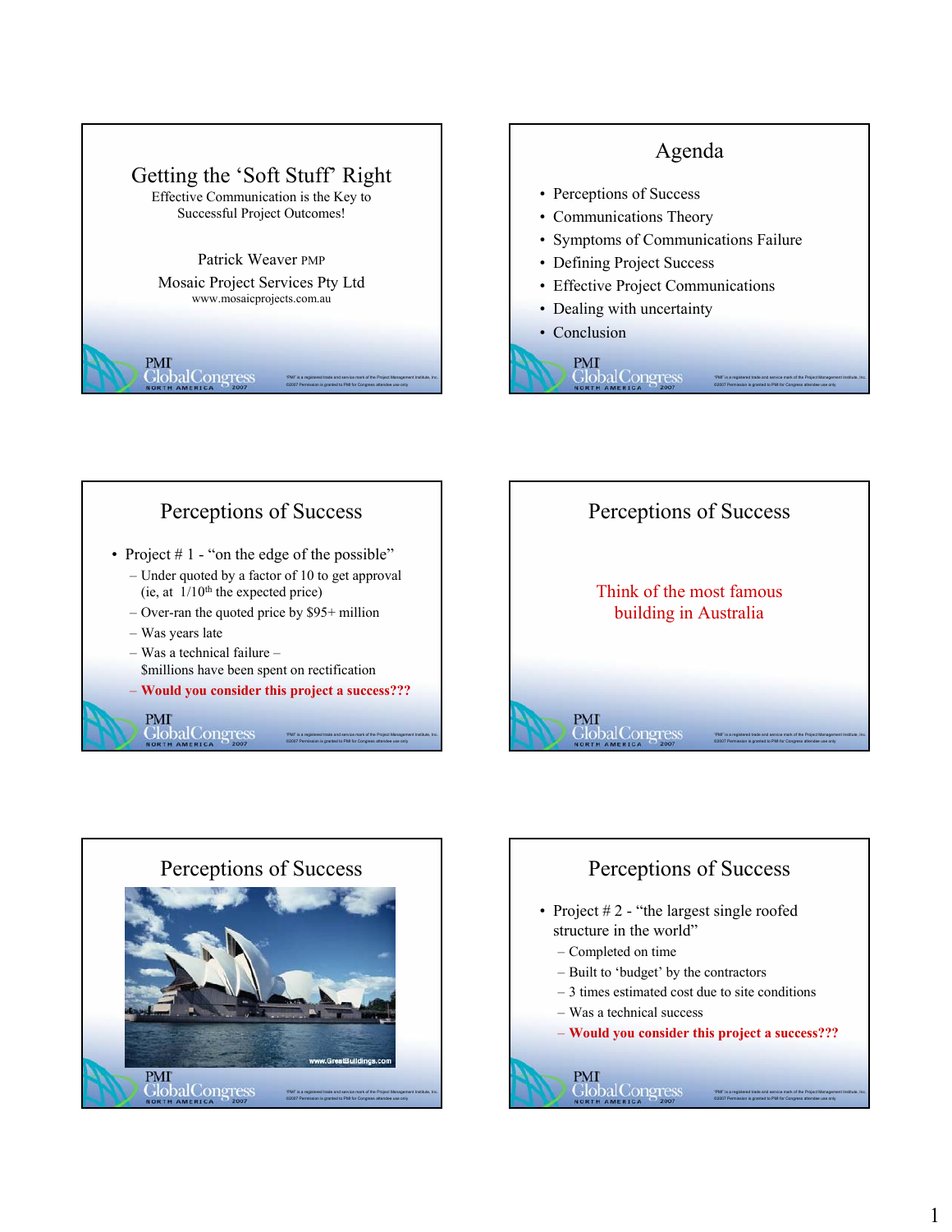# Getting the 'Soft Stuff' Right

Effective Communication is the Key to Successful Project Outcomes!

Patrick Weaver PMP

Mosaic Project Services Pty Ltd

www.mosaicprojects.com.au

## Agenda

- Perceptions of Success
- Communications Theory
- Symptoms of Communications Failure
- Defining Project Success
- Effective Project Communications
- Dealing with uncertainty
- Conclusion

## Perceptions of Success

- Project # 1 - "on the edge of the possible"
  - Under quoted by a factor of 10 to get approval (ie, at 1/10th the expected price)
  - Over-ran the quoted price by $95+ million
  - Was years late
  - Was a technical failure – $millions have been spent on rectification
  - **Would you consider this project a success???**

## Perceptions of Success

Think of the most famous building in Australia

## Perceptions of Success

www.GreatBuildings.com

## Perceptions of Success

- Project # 2 - "the largest single roofed structure in the world"
  - Completed on time
  - Built to 'budget' by the contractors
  - 3 times estimated cost due to site conditions
  - Was a technical success
  - **Would you consider this project a success???**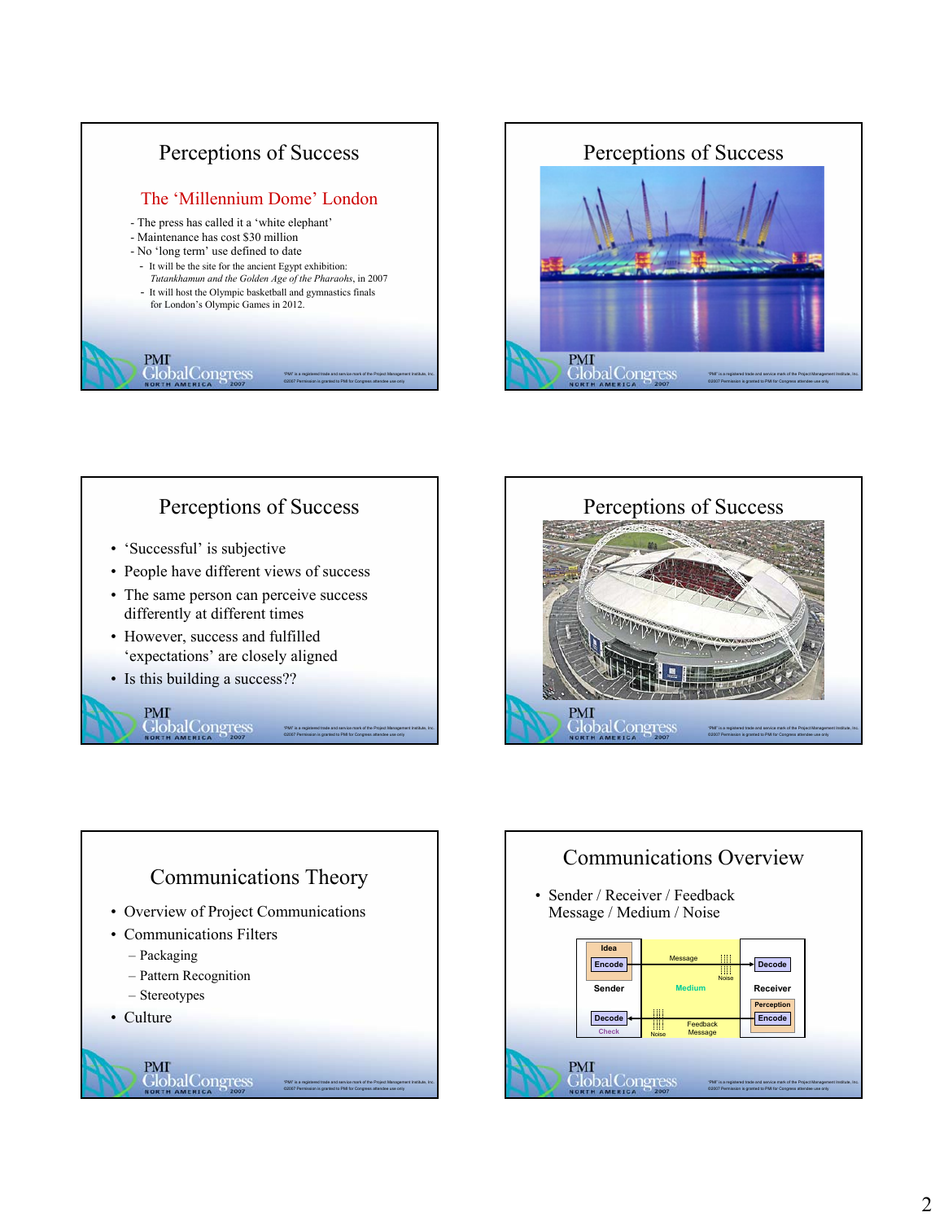## Perceptions of Success

### The 'Millennium Dome' London

- The press has called it a 'white elephant'
- Maintenance has cost $30 million
- No 'long term' use defined to date
  - It will be the site for the ancient Egypt exhibition: *Tutankhamun and the Golden Age of the Pharaohs*, in 2007
  - It will host the Olympic basketball and gymnastics finals for London's Olympic Games in 2012.

## Perceptions of Success

## Perceptions of Success

- 'Successful' is subjective
- People have different views of success
- The same person can perceive success differently at different times
- However, success and fulfilled 'expectations' are closely aligned
- Is this building a success??

## Perceptions of Success

## Communications Theory

- Overview of Project Communications
- Communications Filters
  - Packaging
  - Pattern Recognition
  - Stereotypes
- Culture

## Communications Overview

- Sender / Receiver / Feedback
  Message / Medium / Noise

Idea, Encode, Sender, Decode, Check — Message, Noise, Medium, Noise, Feedback Message — Decode, Receiver, Perception, Encode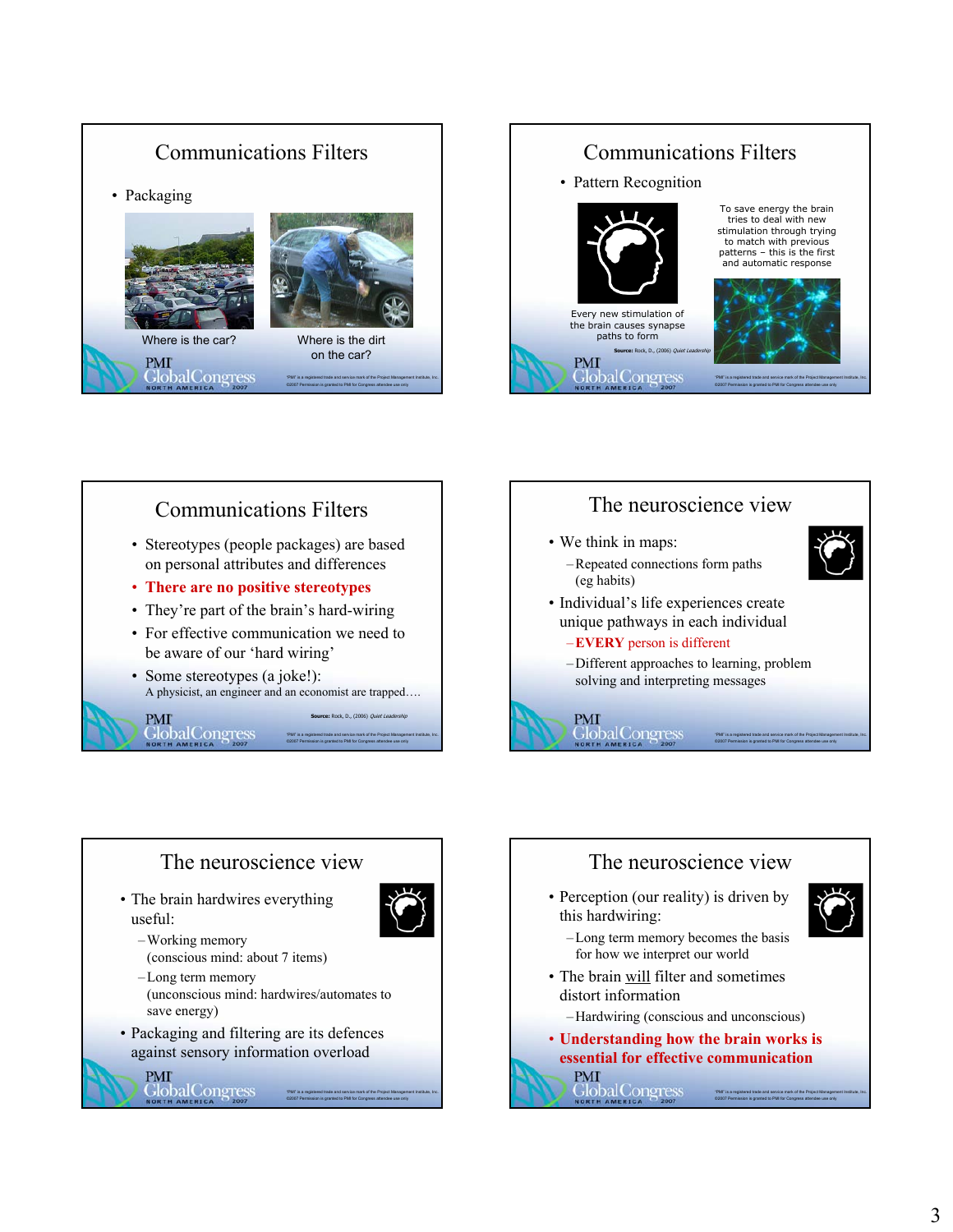## Communications Filters

- Packaging

Where is the car?

Where is the dirt on the car?

## Communications Filters

- Pattern Recognition

To save energy the brain tries to deal with new stimulation through trying to match with previous patterns – this is the first and automatic response

Every new stimulation of the brain causes synapse paths to form

**Source:** Rock, D., (2006) *Quiet Leadership*

## Communications Filters

- Stereotypes (people packages) are based on personal attributes and differences
- **There are no positive stereotypes**
- They're part of the brain's hard-wiring
- For effective communication we need to be aware of our 'hard wiring'
- Some stereotypes (a joke!):
  A physicist, an engineer and an economist are trapped….

**Source:** Rock, D., (2006) *Quiet Leadership*

## The neuroscience view

- We think in maps:
  - Repeated connections form paths (eg habits)
- Individual's life experiences create unique pathways in each individual
  - **EVERY** person is different
  - Different approaches to learning, problem solving and interpreting messages

## The neuroscience view

- The brain hardwires everything useful:
  - Working memory (conscious mind: about 7 items)
  - Long term memory (unconscious mind: hardwires/automates to save energy)
- Packaging and filtering are its defences against sensory information overload

## The neuroscience view

- Perception (our reality) is driven by this hardwiring:
  - Long term memory becomes the basis for how we interpret our world
- The brain will filter and sometimes distort information
  - Hardwiring (conscious and unconscious)
- **Understanding how the brain works is essential for effective communication**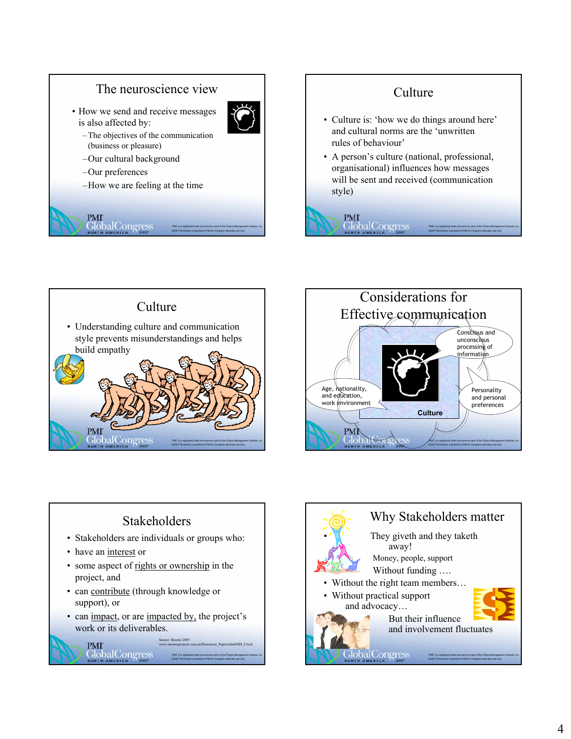## The neuroscience view

- How we send and receive messages is also affected by:
  - The objectives of the communication (business or pleasure)
  - Our cultural background
  - Our preferences
  - How we are feeling at the time

## Culture

- Culture is: 'how we do things around here' and cultural norms are the 'unwritten rules of behaviour'
- A person's culture (national, professional, organisational) influences how messages will be sent and received (communication style)

## Culture

- Understanding culture and communication style prevents misunderstandings and helps build empathy

## Considerations for Effective communication

Conscious and unconscious processing of information

Age, nationality, and education, work environment

Personality and personal preferences

Culture

## Stakeholders

- Stakeholders are individuals or groups who:
- have an interest or
- some aspect of rights or ownership in the project, and
- can contribute (through knowledge or support), or
- can impact, or are impacted by, the project's work or its deliverables.

Source: Bourne 2005 www.mosaicprojects.com.au/Resources_Papers.html#SH_Circle

## Why Stakeholders matter

- They giveth and they taketh away!

  Money, people, support

  Without funding ….
- Without the right team members…
- Without practical support and advocacy…

But their influence and involvement fluctuates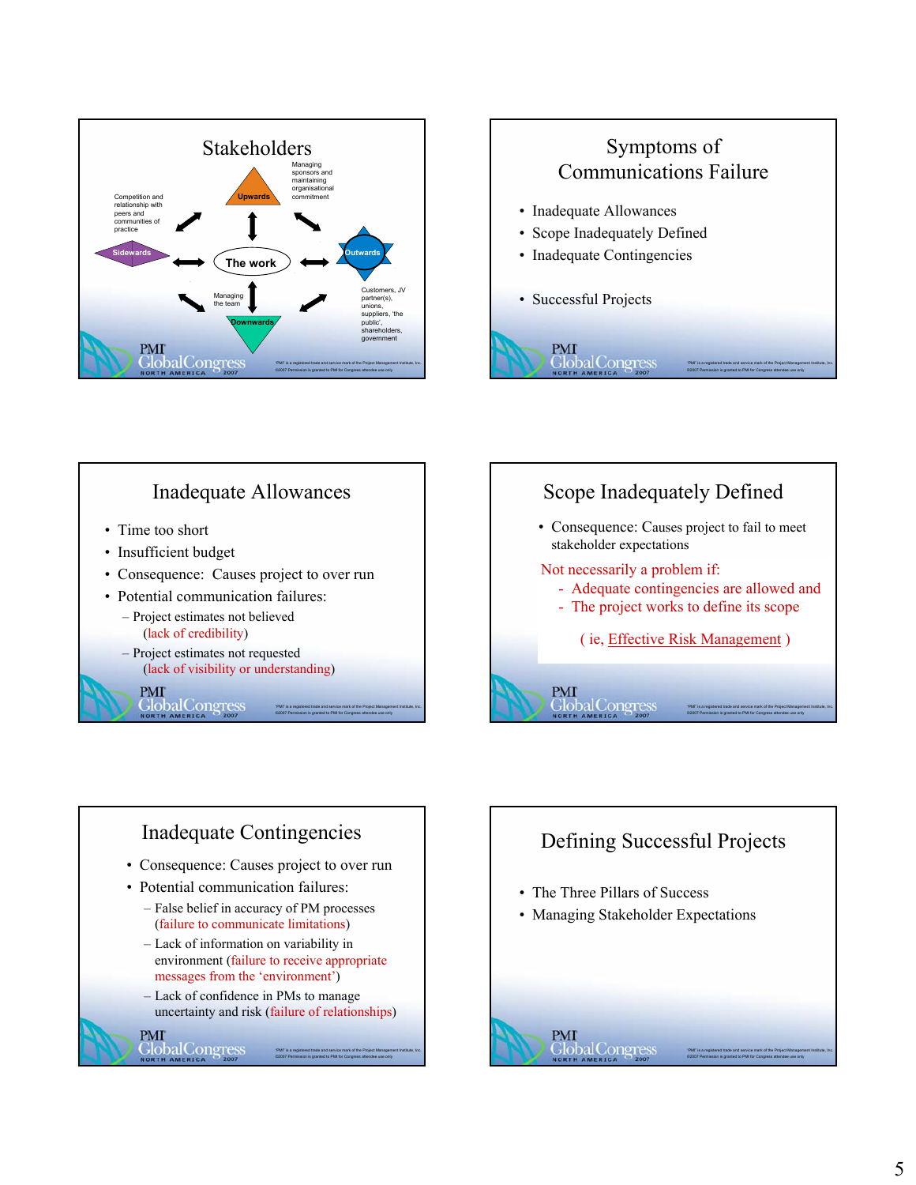## Stakeholders

Managing sponsors and maintaining organisational commitment

Upwards

Competition and relationship with peers and communities of practice

Sidewards

The work

Outwards

Customers, JV partner(s), unions, suppliers, 'the public', shareholders, government

Managing the team

Downwards

## Symptoms of Communications Failure

- Inadequate Allowances
- Scope Inadequately Defined
- Inadequate Contingencies
- Successful Projects

## Inadequate Allowances

- Time too short
- Insufficient budget
- Consequence: Causes project to over run
- Potential communication failures:
  - Project estimates not believed (lack of credibility)
  - Project estimates not requested (lack of visibility or understanding)

## Scope Inadequately Defined

- Consequence: Causes project to fail to meet stakeholder expectations

Not necessarily a problem if:

- Adequate contingencies are allowed and
- The project works to define its scope

( ie, Effective Risk Management )

## Inadequate Contingencies

- Consequence: Causes project to over run
- Potential communication failures:
  - False belief in accuracy of PM processes (failure to communicate limitations)
  - Lack of information on variability in environment (failure to receive appropriate messages from the 'environment')
  - Lack of confidence in PMs to manage uncertainty and risk (failure of relationships)

## Defining Successful Projects

- The Three Pillars of Success
- Managing Stakeholder Expectations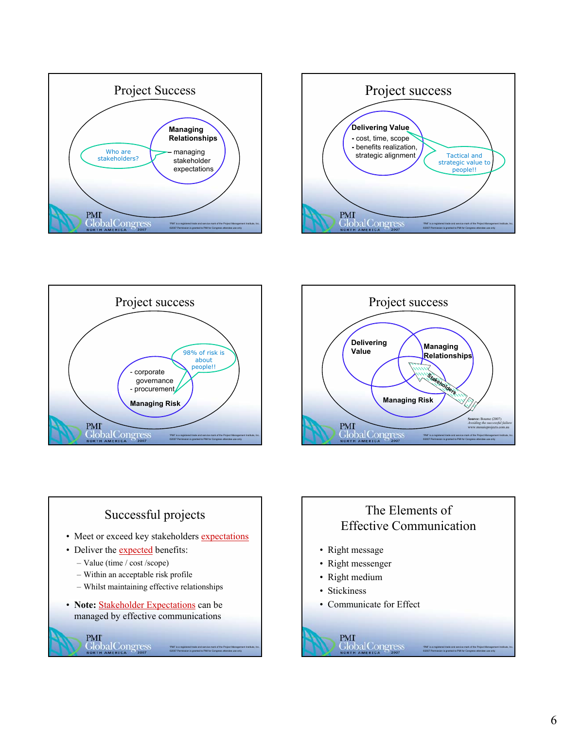## Project Success

Managing Relationships

– managing stakeholder expectations

Who are stakeholders?

## Project success

Delivering Value

- cost, time, scope
- benefits realization, strategic alignment

Tactical and strategic value to people!!

## Project success

- corporate governance
- procurement

Managing Risk

98% of risk is about people!!

## Project success

Delivering Value

Managing Relationships

Managing Risk

Stakeholders

Source: Bourne (2007) *Avoiding the successful failure* www.mosaicprojects.com.au

## Successful projects

- Meet or exceed key stakeholders expectations
- Deliver the expected benefits:
  - Value (time / cost /scope)
  - Within an acceptable risk profile
  - Whilst maintaining effective relationships
- **Note:** Stakeholder Expectations can be managed by effective communications

## The Elements of Effective Communication

- Right message
- Right messenger
- Right medium
- Stickiness
- Communicate for Effect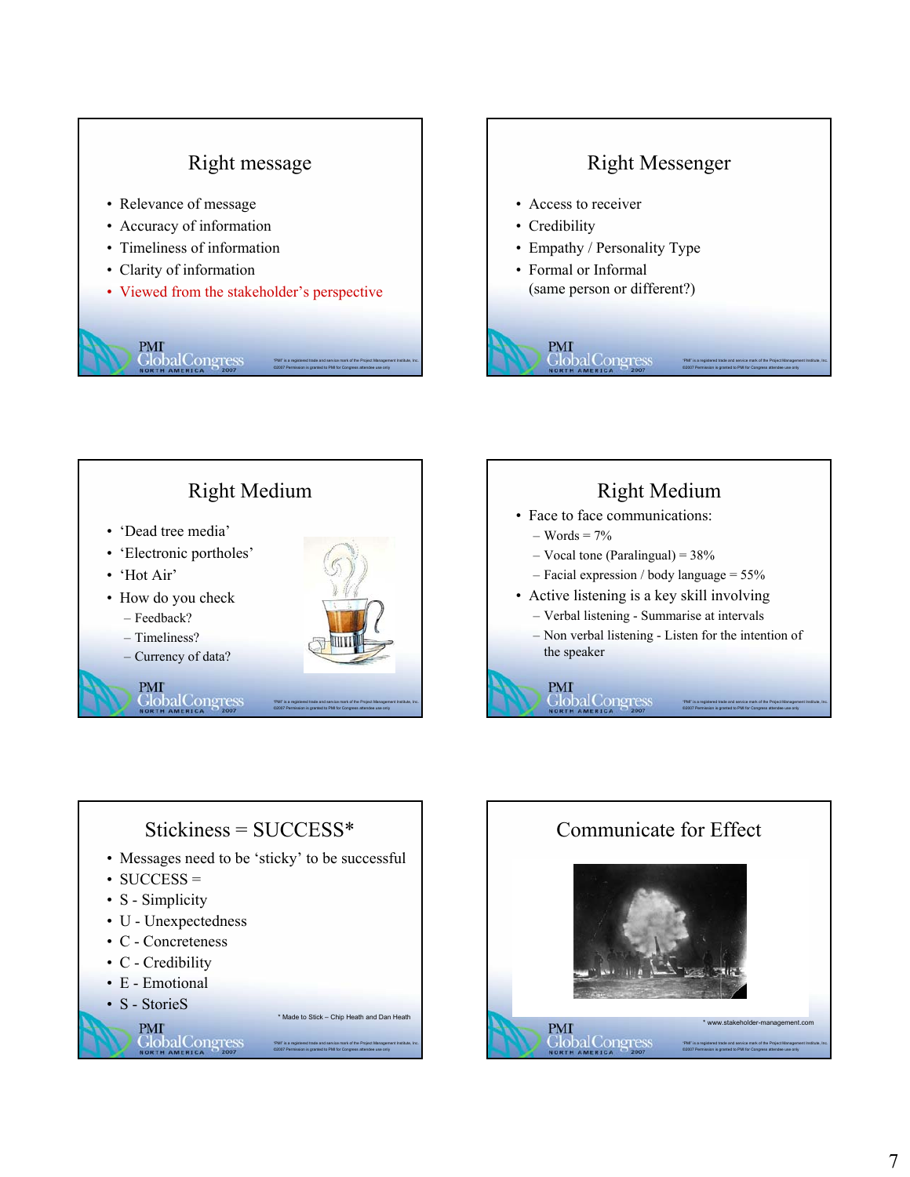## Right message

- Relevance of message
- Accuracy of information
- Timeliness of information
- Clarity of information
- Viewed from the stakeholder's perspective

## Right Messenger

- Access to receiver
- Credibility
- Empathy / Personality Type
- Formal or Informal
  (same person or different?)

## Right Medium

- 'Dead tree media'
- 'Electronic portholes'
- 'Hot Air'
- How do you check
  - Feedback?
  - Timeliness?
  - Currency of data?

## Right Medium

- Face to face communications:
  - Words = 7%
  - Vocal tone (Paralingual) = 38%
  - Facial expression / body language = 55%
- Active listening is a key skill involving
  - Verbal listening - Summarise at intervals
  - Non verbal listening - Listen for the intention of the speaker

## Stickiness = SUCCESS*

- Messages need to be 'sticky' to be successful
- SUCCESS =
- S - Simplicity
- U - Unexpectedness
- C - Concreteness
- C - Credibility
- E - Emotional
- S - StorieS

\* Made to Stick – Chip Heath and Dan Heath

## Communicate for Effect

\* www.stakeholder-management.com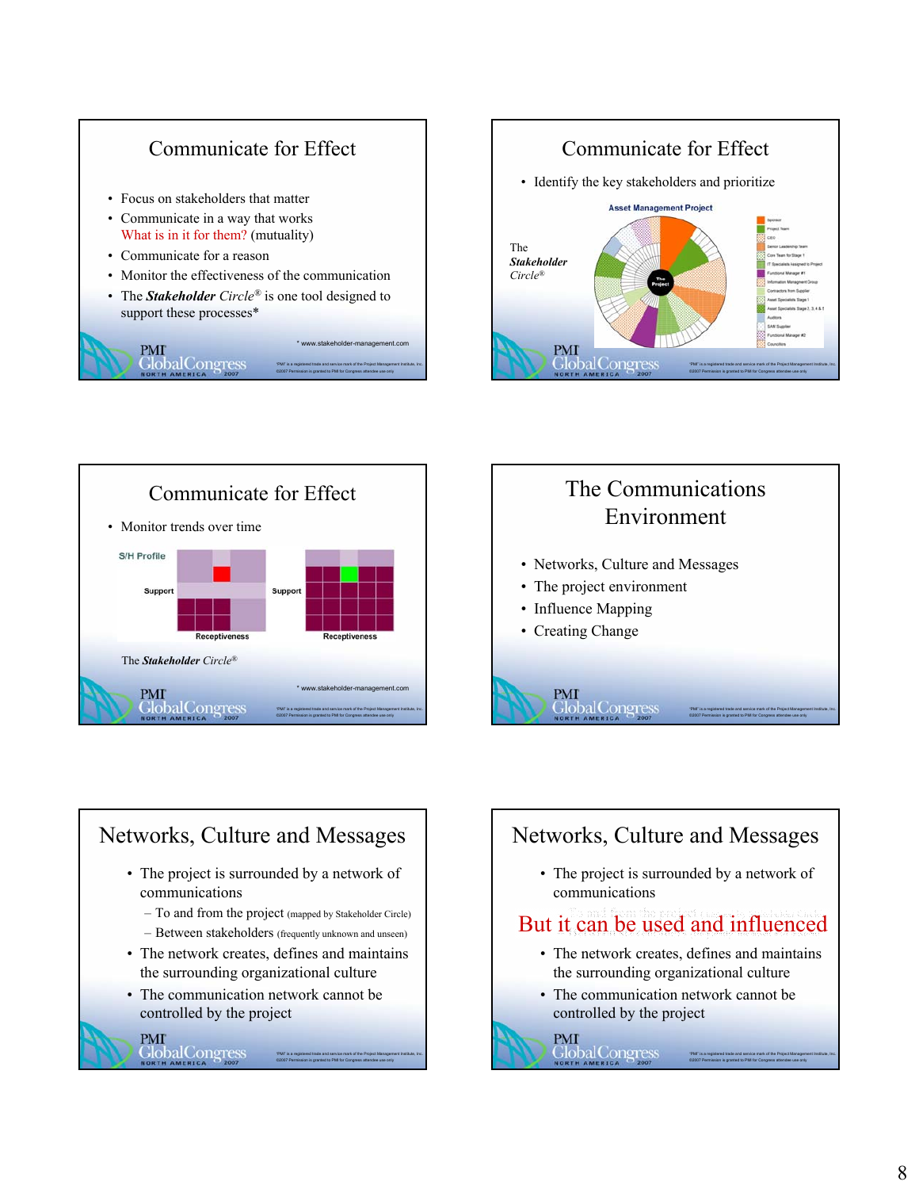## Communicate for Effect

- Focus on stakeholders that matter
- Communicate in a way that works
  What is in it for them? (mutuality)
- Communicate for a reason
- Monitor the effectiveness of the communication
- The ***Stakeholder*** *Circle*® is one tool designed to support these processes*

\* www.stakeholder-management.com

## Communicate for Effect

- Identify the key stakeholders and prioritize

The ***Stakeholder*** *Circle*®

Asset Management Project

## Communicate for Effect

- Monitor trends over time

S/H Profile

Support / Receptiveness

The ***Stakeholder*** *Circle*®

\* www.stakeholder-management.com

## The Communications Environment

- Networks, Culture and Messages
- The project environment
- Influence Mapping
- Creating Change

## Networks, Culture and Messages

- The project is surrounded by a network of communications
  - To and from the project (mapped by Stakeholder Circle)
  - Between stakeholders (frequently unknown and unseen)
- The network creates, defines and maintains the surrounding organizational culture
- The communication network cannot be controlled by the project

## Networks, Culture and Messages

- The project is surrounded by a network of communications

But it can be used and influenced

- The network creates, defines and maintains the surrounding organizational culture
- The communication network cannot be controlled by the project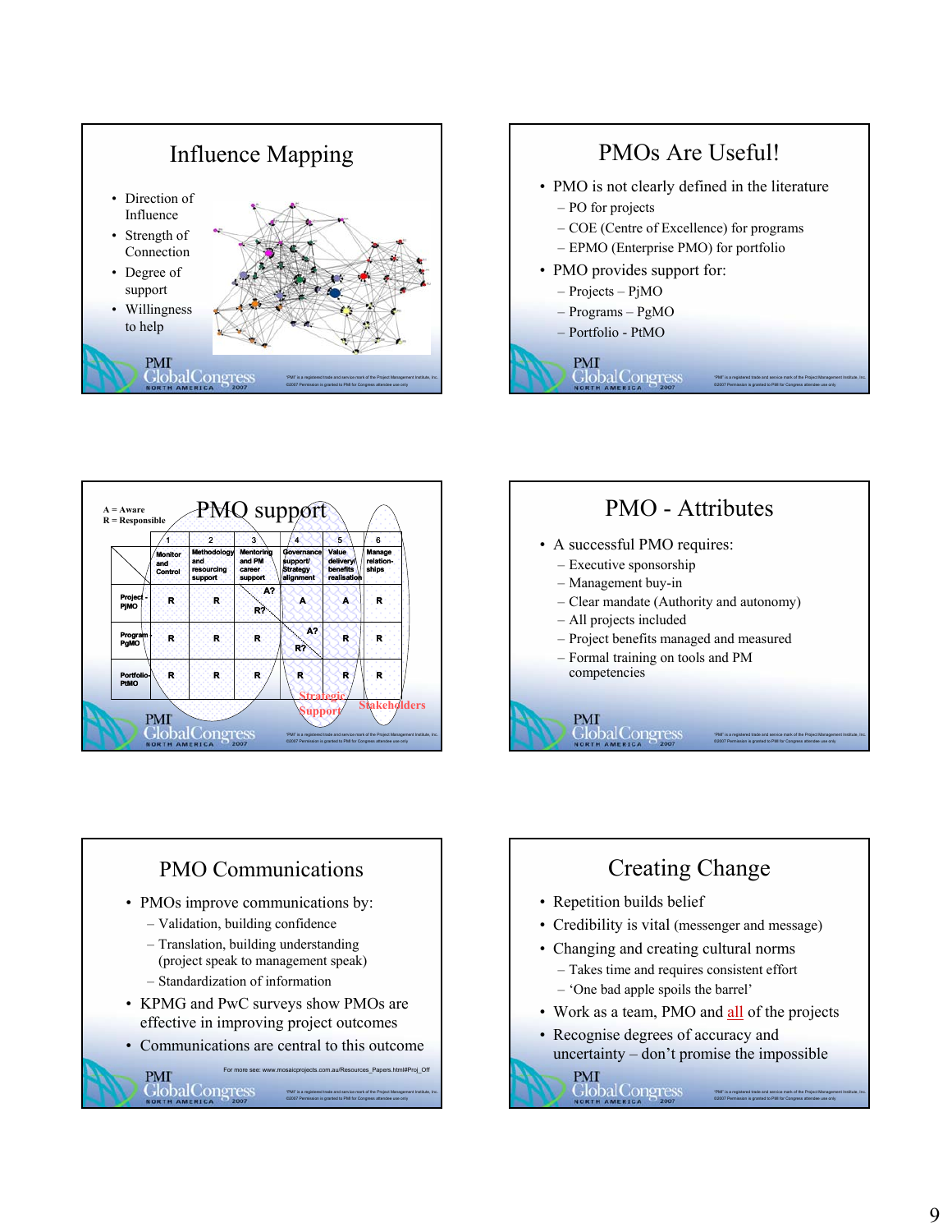## Influence Mapping

- Direction of Influence
- Strength of Connection
- Degree of support
- Willingness to help

## PMOs Are Useful!

- PMO is not clearly defined in the literature
  - PO for projects
  - COE (Centre of Excellence) for programs
  - EPMO (Enterprise PMO) for portfolio
- PMO provides support for:
  - Projects – PjMO
  - Programs – PgMO
  - Portfolio - PtMO

## PMO support

A = Aware
R = Responsible

| | 1 Monitor and Control | 2 Methodology and resourcing support | 3 Mentoring and PM career support | 4 Governance support/ Strategy alignment | 5 Value delivery/ benefits realisation | 6 Manage relation-ships |
|---|---|---|---|---|---|---|
| Project - PjMO | R | R | A? R? | A | A | R |
| Program - PgMO | R | R | R | A? R? | R | R |
| Portfolio - PtMO | R | R | R | R | R | R |

Strategic Support

Stakeholders

## PMO - Attributes

- A successful PMO requires:
  - Executive sponsorship
  - Management buy-in
  - Clear mandate (Authority and autonomy)
  - All projects included
  - Project benefits managed and measured
  - Formal training on tools and PM competencies

## PMO Communications

- PMOs improve communications by:
  - Validation, building confidence
  - Translation, building understanding (project speak to management speak)
  - Standardization of information
- KPMG and PwC surveys show PMOs are effective in improving project outcomes
- Communications are central to this outcome

For more see: www.mosaicprojects.com.au/Resources_Papers.html#Proj_Off

## Creating Change

- Repetition builds belief
- Credibility is vital (messenger and message)
- Changing and creating cultural norms
  - Takes time and requires consistent effort
  - 'One bad apple spoils the barrel'
- Work as a team, PMO and all of the projects
- Recognise degrees of accuracy and uncertainty – don't promise the impossible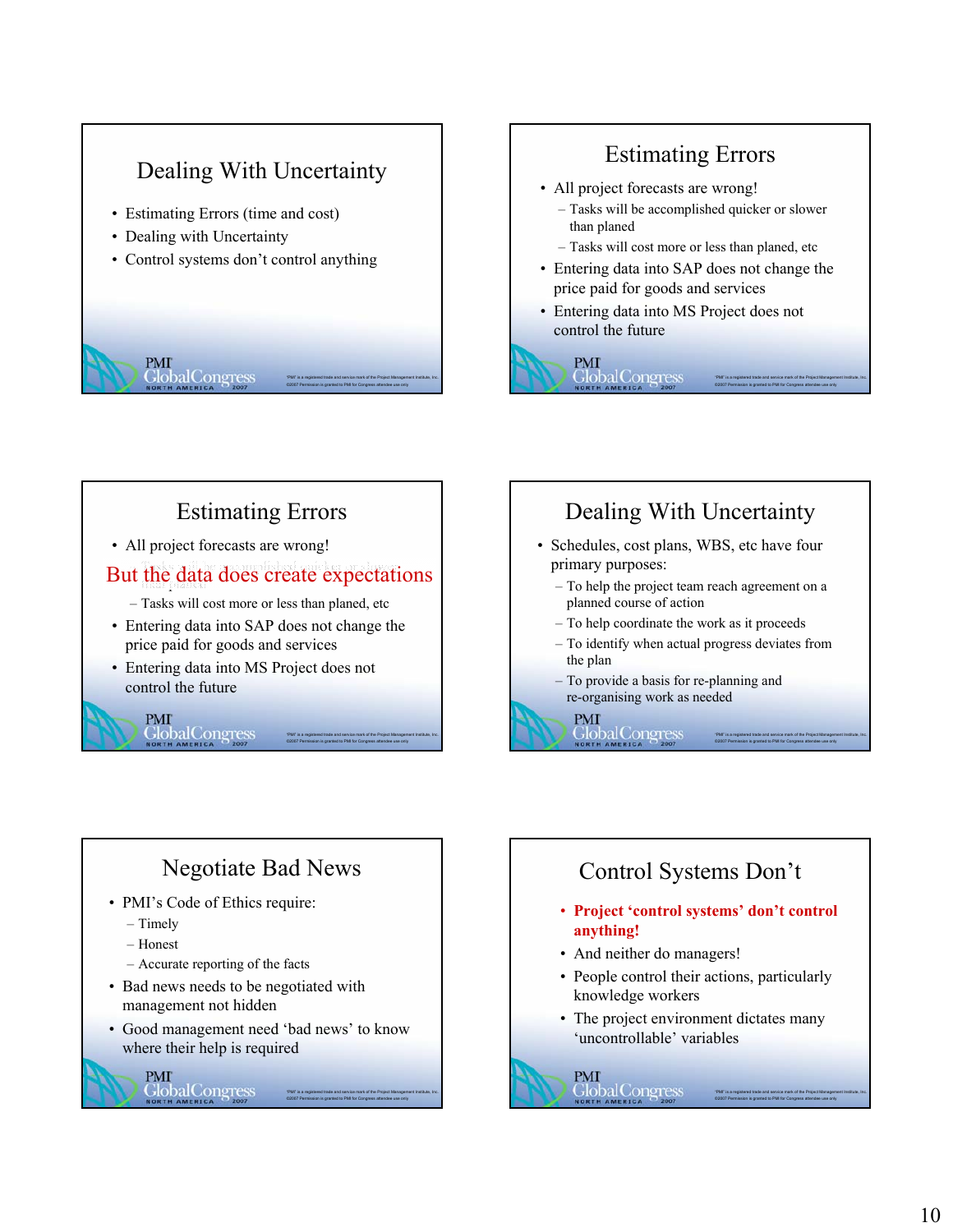## Dealing With Uncertainty

- Estimating Errors (time and cost)
- Dealing with Uncertainty
- Control systems don't control anything

## Estimating Errors

- All project forecasts are wrong!
  - Tasks will be accomplished quicker or slower than planed
  - Tasks will cost more or less than planed, etc
- Entering data into SAP does not change the price paid for goods and services
- Entering data into MS Project does not control the future

## Estimating Errors

- All project forecasts are wrong!

**But the data does create expectations**

  - Tasks will cost more or less than planed, etc
- Entering data into SAP does not change the price paid for goods and services
- Entering data into MS Project does not control the future

## Dealing With Uncertainty

- Schedules, cost plans, WBS, etc have four primary purposes:
  - To help the project team reach agreement on a planned course of action
  - To help coordinate the work as it proceeds
  - To identify when actual progress deviates from the plan
  - To provide a basis for re-planning and re-organising work as needed

## Negotiate Bad News

- PMI's Code of Ethics require:
  - Timely
  - Honest
  - Accurate reporting of the facts
- Bad news needs to be negotiated with management not hidden
- Good management need 'bad news' to know where their help is required

## Control Systems Don't

- **Project 'control systems' don't control anything!**
- And neither do managers!
- People control their actions, particularly knowledge workers
- The project environment dictates many 'uncontrollable' variables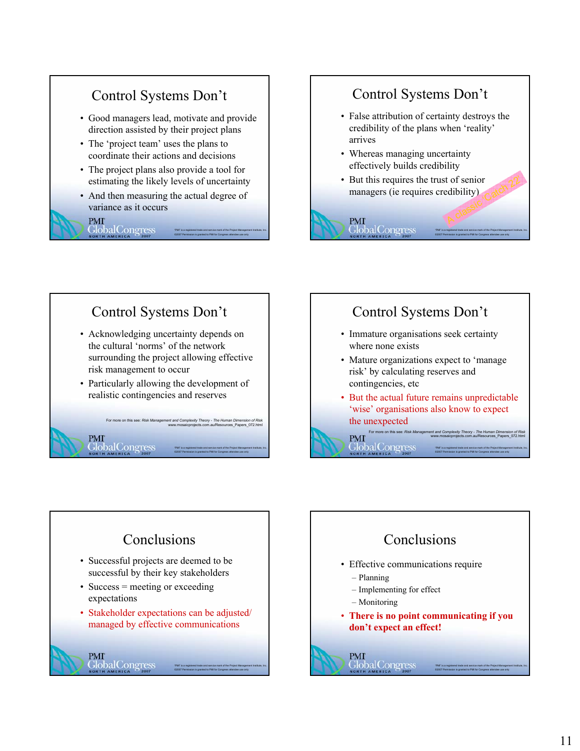## Control Systems Don't

- Good managers lead, motivate and provide direction assisted by their project plans
- The 'project team' uses the plans to coordinate their actions and decisions
- The project plans also provide a tool for estimating the likely levels of uncertainty
- And then measuring the actual degree of variance as it occurs

## Control Systems Don't

- False attribution of certainty destroys the credibility of the plans when 'reality' arrives
- Whereas managing uncertainty effectively builds credibility
- But this requires the trust of senior managers (ie requires credibility)

A classic Catch 22

## Control Systems Don't

- Acknowledging uncertainty depends on the cultural 'norms' of the network surrounding the project allowing effective risk management to occur
- Particularly allowing the development of realistic contingencies and reserves

For more on this see: *Risk Management and Complexity Theory - The Human Dimension of Risk* www.mosaicprojects.com.au/Resources_Papers_072.html

## Control Systems Don't

- Immature organisations seek certainty where none exists
- Mature organizations expect to 'manage risk' by calculating reserves and contingencies, etc
- But the actual future remains unpredictable 'wise' organisations also know to expect the unexpected

For more on this see: *Risk Management and Complexity Theory - The Human Dimension of Risk* www.mosaicprojects.com.au/Resources_Papers_072.html

## Conclusions

- Successful projects are deemed to be successful by their key stakeholders
- Success = meeting or exceeding expectations
- Stakeholder expectations can be adjusted/ managed by effective communications

## Conclusions

- Effective communications require
  - Planning
  - Implementing for effect
  - Monitoring
- **There is no point communicating if you don't expect an effect!**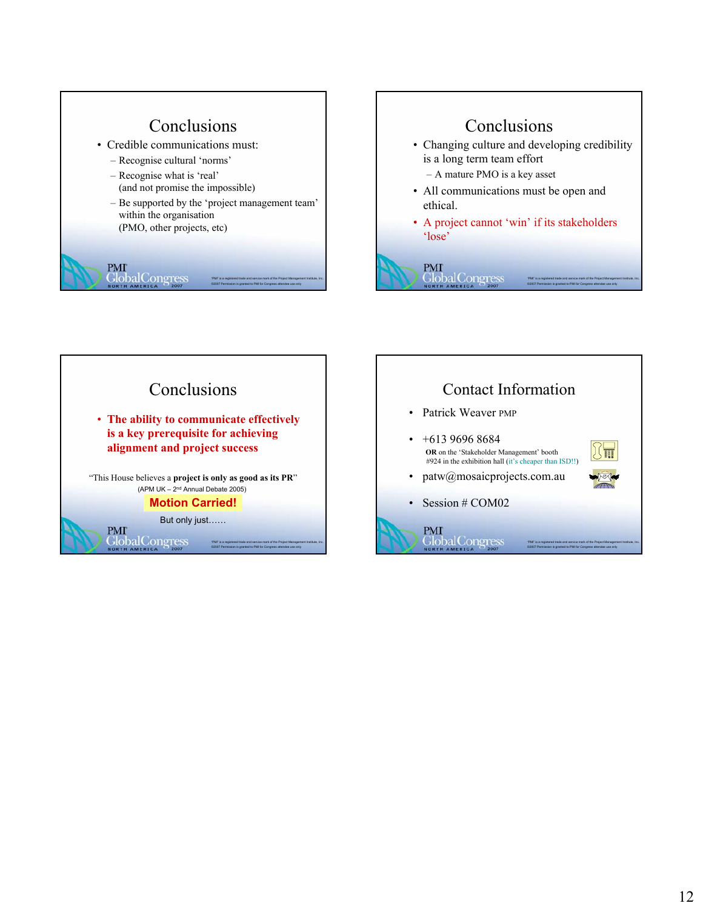## Conclusions

- Credible communications must:
  - Recognise cultural 'norms'
  - Recognise what is 'real' (and not promise the impossible)
  - Be supported by the 'project management team' within the organisation (PMO, other projects, etc)

## Conclusions

- Changing culture and developing credibility is a long term team effort
  - A mature PMO is a key asset
- All communications must be open and ethical.
- A project cannot 'win' if its stakeholders 'lose'

## Conclusions

- **The ability to communicate effectively is a key prerequisite for achieving alignment and project success**

"This House believes a **project is only as good as its PR**"

(APM UK – 2nd Annual Debate 2005)

**Motion Carried!**

But only just……

## Contact Information

- Patrick Weaver PMP
- +613 9696 8684
  **OR** on the 'Stakeholder Management' booth #924 in the exhibition hall (it's cheaper than ISD!!)
- patw@mosaicprojects.com.au
- Session # COM02